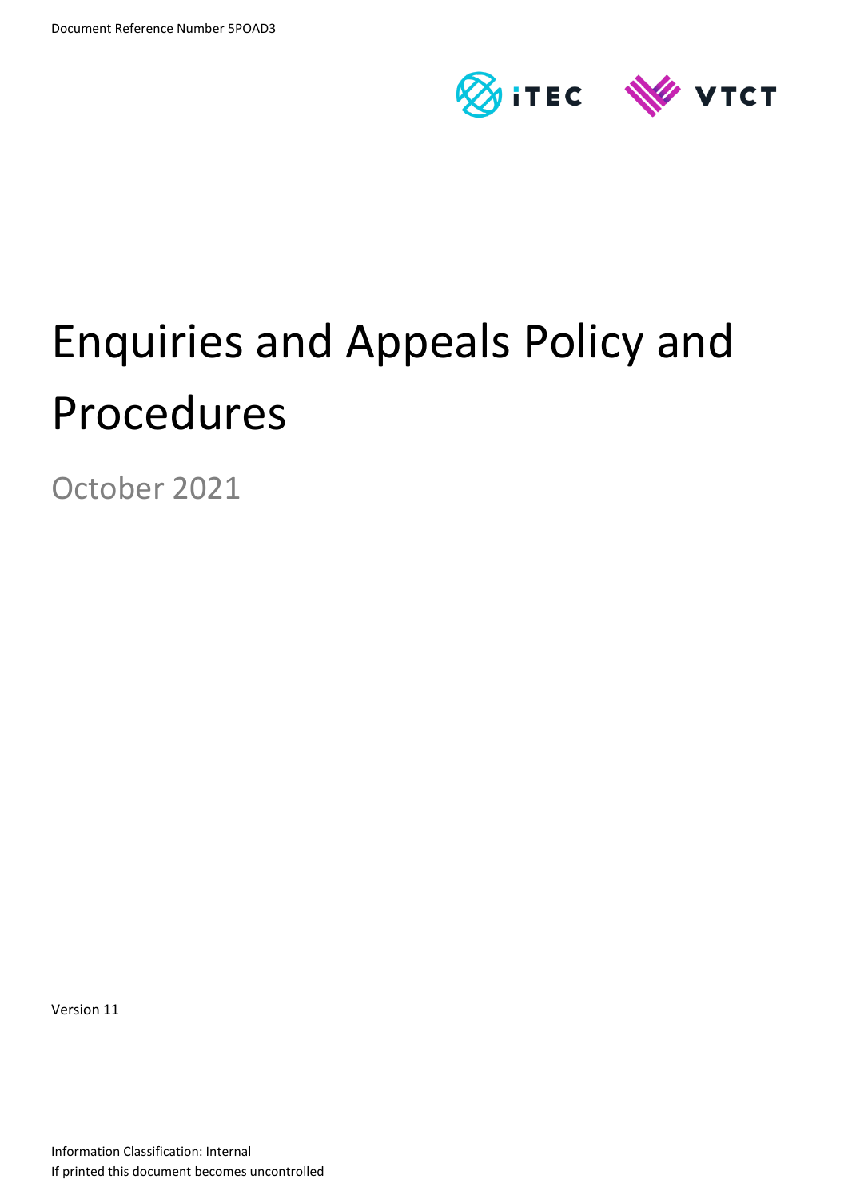Document Reference Number 5POAD3

iTEC VTCT

# Enquiries and Appeals Policy and Procedures

October 2021

Version 11

Information Classification: Internal

If printed this document becomes uncontrolled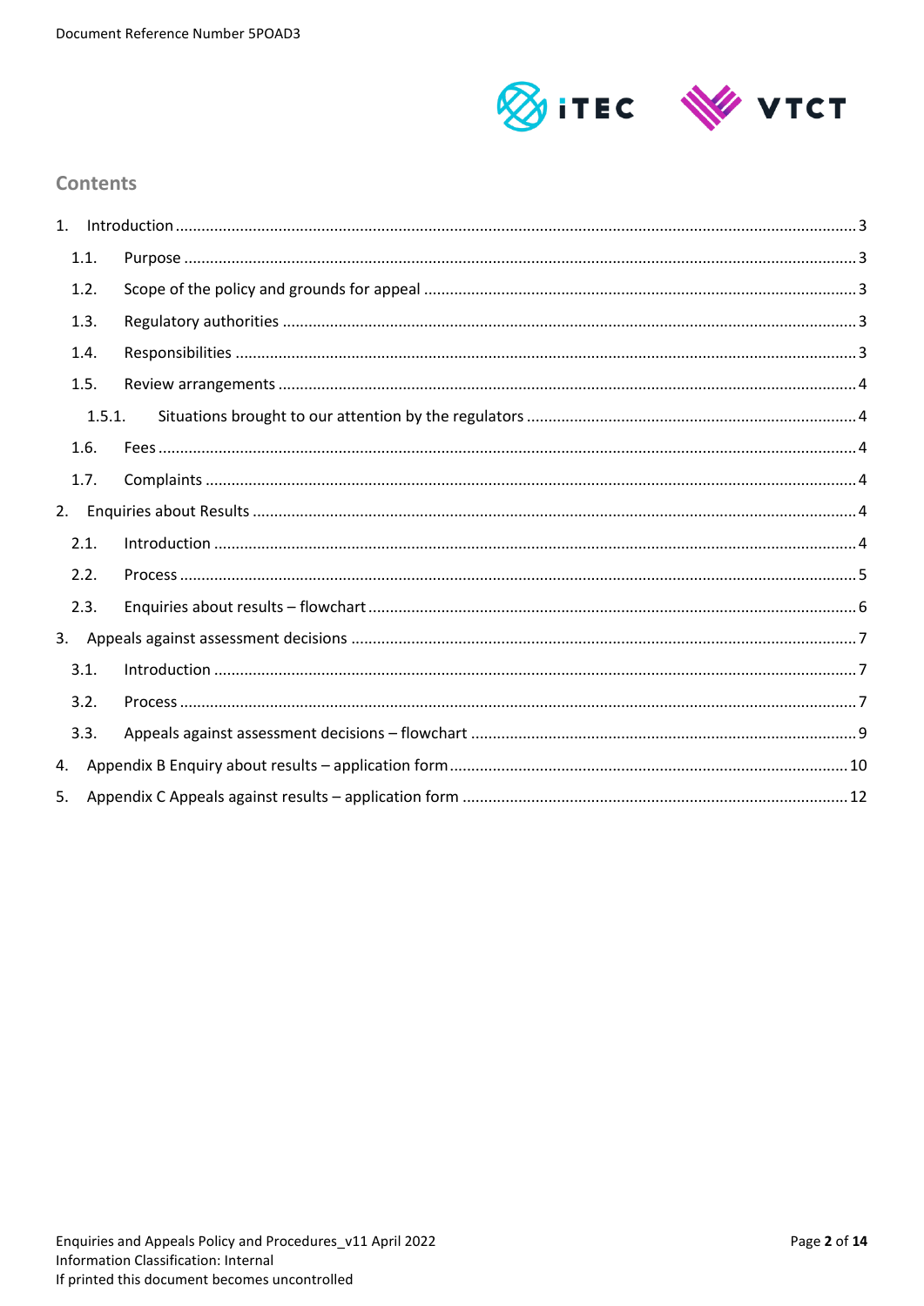## Contents

1. Introduction ... 3
   - 1.1. Purpose ... 3
   - 1.2. Scope of the policy and grounds for appeal ... 3
   - 1.3. Regulatory authorities ... 3
   - 1.4. Responsibilities ... 3
   - 1.5. Review arrangements ... 4
     - 1.5.1. Situations brought to our attention by the regulators ... 4
   - 1.6. Fees ... 4
   - 1.7. Complaints ... 4
2. Enquiries about Results ... 4
   - 2.1. Introduction ... 4
   - 2.2. Process ... 5
   - 2.3. Enquiries about results – flowchart ... 6
3. Appeals against assessment decisions ... 7
   - 3.1. Introduction ... 7
   - 3.2. Process ... 7
   - 3.3. Appeals against assessment decisions – flowchart ... 9
4. Appendix B Enquiry about results – application form ... 10
5. Appendix C Appeals against results – application form ... 12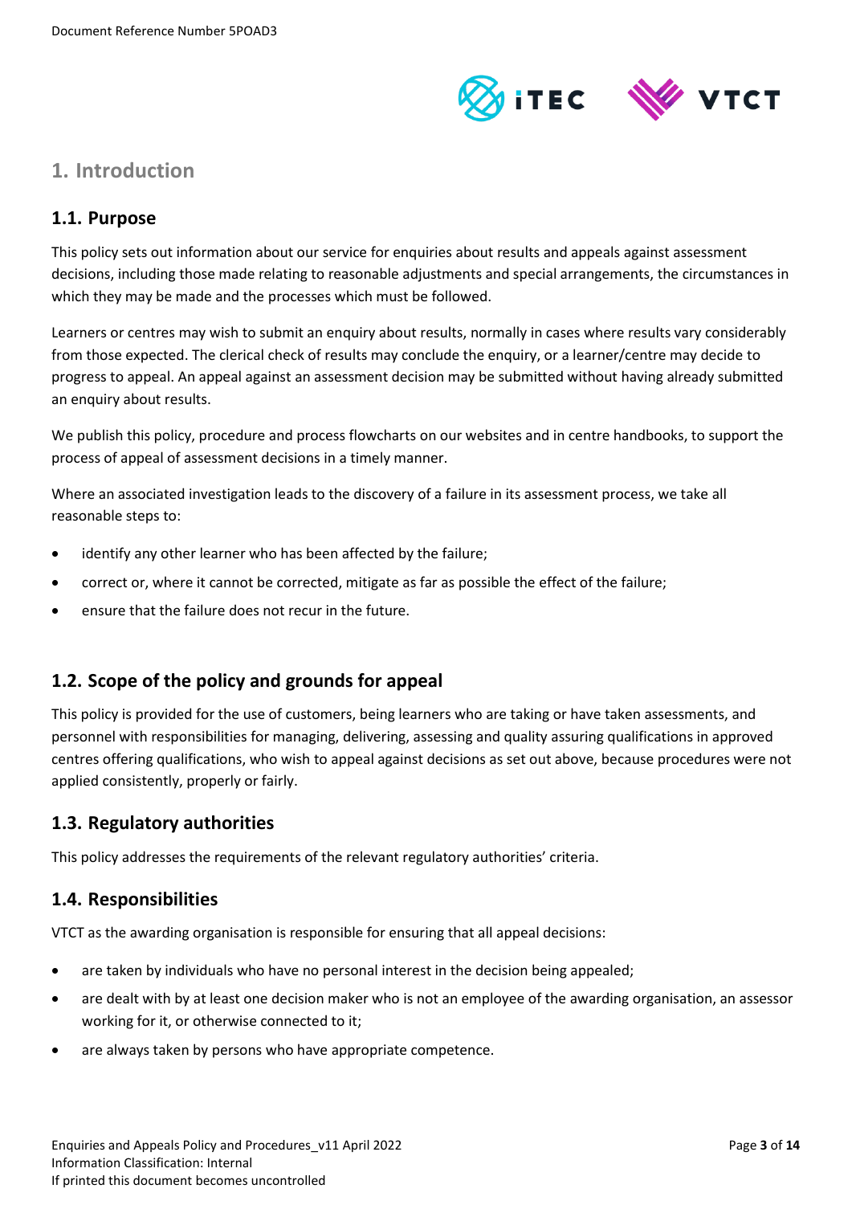## 1. Introduction

### 1.1. Purpose

This policy sets out information about our service for enquiries about results and appeals against assessment decisions, including those made relating to reasonable adjustments and special arrangements, the circumstances in which they may be made and the processes which must be followed.

Learners or centres may wish to submit an enquiry about results, normally in cases where results vary considerably from those expected. The clerical check of results may conclude the enquiry, or a learner/centre may decide to progress to appeal. An appeal against an assessment decision may be submitted without having already submitted an enquiry about results.

We publish this policy, procedure and process flowcharts on our websites and in centre handbooks, to support the process of appeal of assessment decisions in a timely manner.

Where an associated investigation leads to the discovery of a failure in its assessment process, we take all reasonable steps to:

- identify any other learner who has been affected by the failure;
- correct or, where it cannot be corrected, mitigate as far as possible the effect of the failure;
- ensure that the failure does not recur in the future.

### 1.2. Scope of the policy and grounds for appeal

This policy is provided for the use of customers, being learners who are taking or have taken assessments, and personnel with responsibilities for managing, delivering, assessing and quality assuring qualifications in approved centres offering qualifications, who wish to appeal against decisions as set out above, because procedures were not applied consistently, properly or fairly.

### 1.3. Regulatory authorities

This policy addresses the requirements of the relevant regulatory authorities' criteria.

### 1.4. Responsibilities

VTCT as the awarding organisation is responsible for ensuring that all appeal decisions:

- are taken by individuals who have no personal interest in the decision being appealed;
- are dealt with by at least one decision maker who is not an employee of the awarding organisation, an assessor working for it, or otherwise connected to it;
- are always taken by persons who have appropriate competence.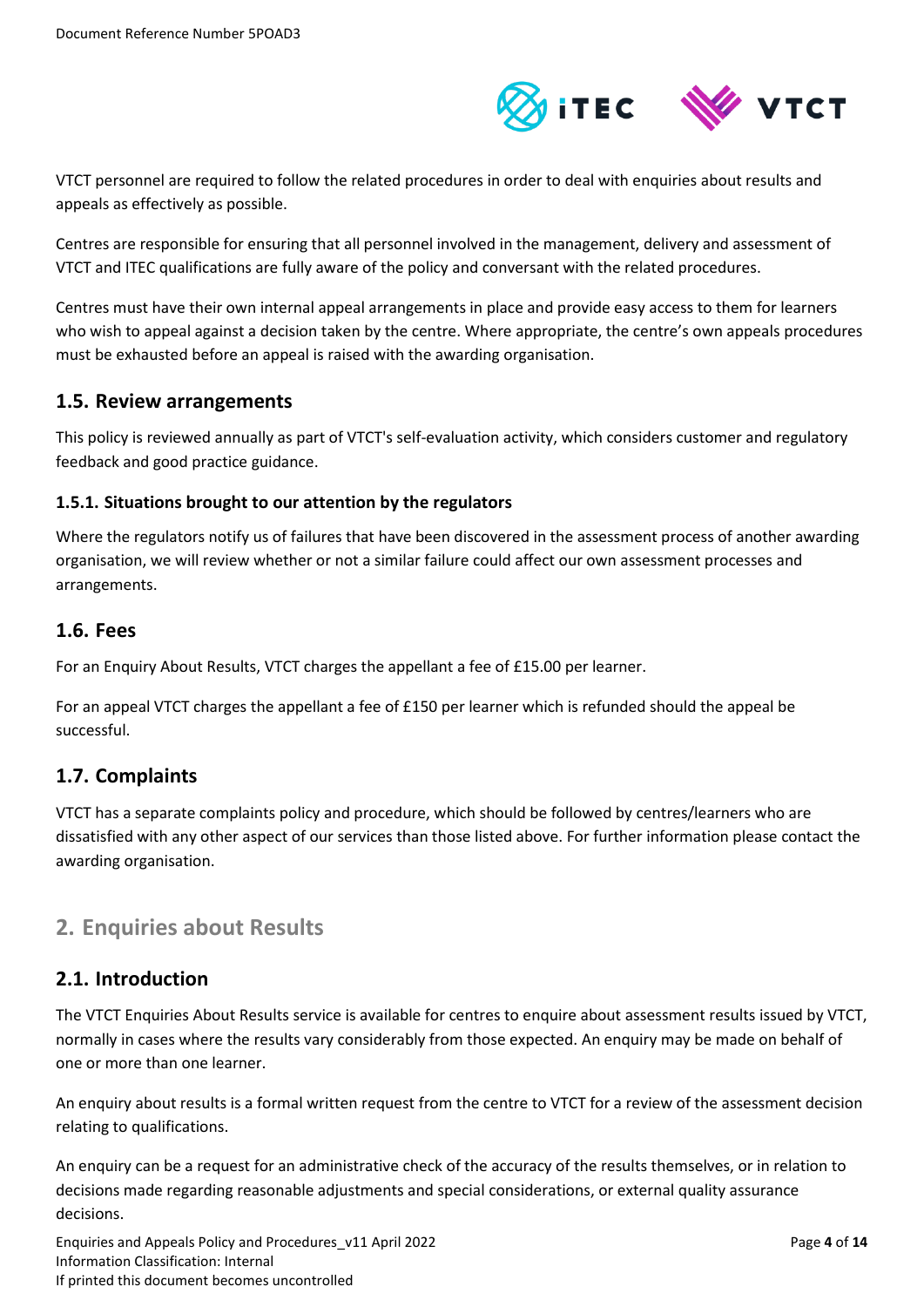VTCT personnel are required to follow the related procedures in order to deal with enquiries about results and appeals as effectively as possible.

Centres are responsible for ensuring that all personnel involved in the management, delivery and assessment of VTCT and ITEC qualifications are fully aware of the policy and conversant with the related procedures.

Centres must have their own internal appeal arrangements in place and provide easy access to them for learners who wish to appeal against a decision taken by the centre. Where appropriate, the centre's own appeals procedures must be exhausted before an appeal is raised with the awarding organisation.

## 1.5. Review arrangements

This policy is reviewed annually as part of VTCT's self-evaluation activity, which considers customer and regulatory feedback and good practice guidance.

### 1.5.1. Situations brought to our attention by the regulators

Where the regulators notify us of failures that have been discovered in the assessment process of another awarding organisation, we will review whether or not a similar failure could affect our own assessment processes and arrangements.

## 1.6. Fees

For an Enquiry About Results, VTCT charges the appellant a fee of £15.00 per learner.

For an appeal VTCT charges the appellant a fee of £150 per learner which is refunded should the appeal be successful.

## 1.7. Complaints

VTCT has a separate complaints policy and procedure, which should be followed by centres/learners who are dissatisfied with any other aspect of our services than those listed above. For further information please contact the awarding organisation.

# 2. Enquiries about Results

## 2.1. Introduction

The VTCT Enquiries About Results service is available for centres to enquire about assessment results issued by VTCT, normally in cases where the results vary considerably from those expected. An enquiry may be made on behalf of one or more than one learner.

An enquiry about results is a formal written request from the centre to VTCT for a review of the assessment decision relating to qualifications.

An enquiry can be a request for an administrative check of the accuracy of the results themselves, or in relation to decisions made regarding reasonable adjustments and special considerations, or external quality assurance decisions.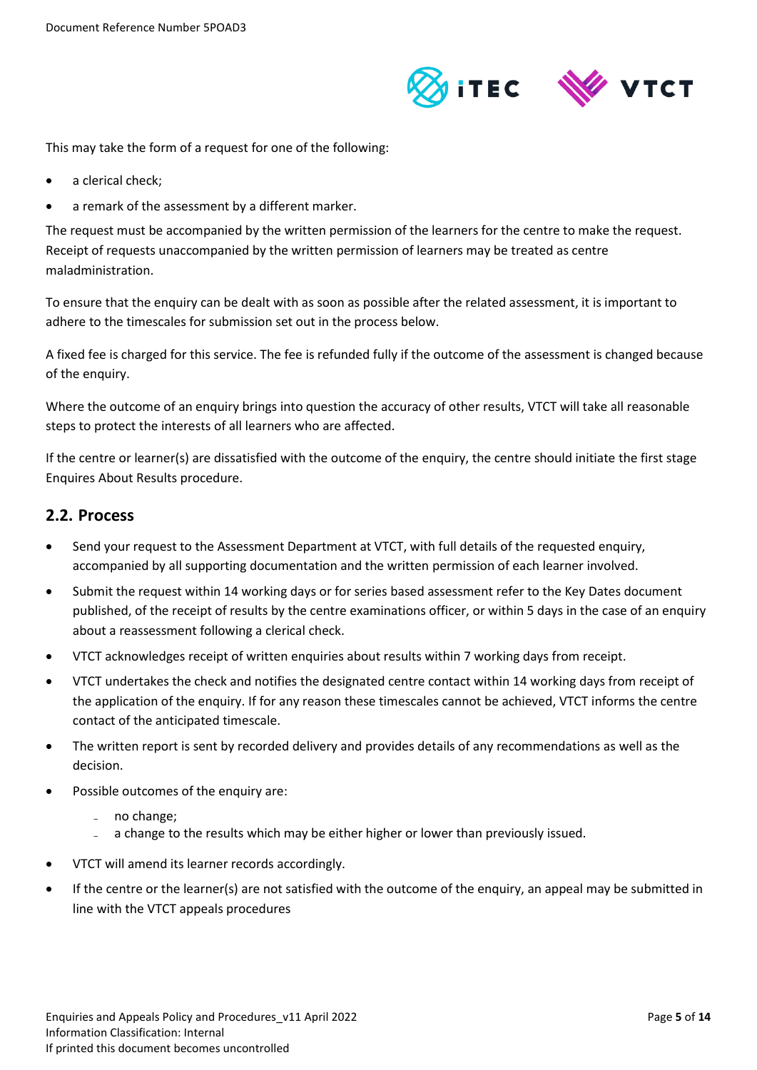This may take the form of a request for one of the following:

- a clerical check;
- a remark of the assessment by a different marker.

The request must be accompanied by the written permission of the learners for the centre to make the request. Receipt of requests unaccompanied by the written permission of learners may be treated as centre maladministration.

To ensure that the enquiry can be dealt with as soon as possible after the related assessment, it is important to adhere to the timescales for submission set out in the process below.

A fixed fee is charged for this service. The fee is refunded fully if the outcome of the assessment is changed because of the enquiry.

Where the outcome of an enquiry brings into question the accuracy of other results, VTCT will take all reasonable steps to protect the interests of all learners who are affected.

If the centre or learner(s) are dissatisfied with the outcome of the enquiry, the centre should initiate the first stage Enquires About Results procedure.

## 2.2. Process

- Send your request to the Assessment Department at VTCT, with full details of the requested enquiry, accompanied by all supporting documentation and the written permission of each learner involved.
- Submit the request within 14 working days or for series based assessment refer to the Key Dates document published, of the receipt of results by the centre examinations officer, or within 5 days in the case of an enquiry about a reassessment following a clerical check.
- VTCT acknowledges receipt of written enquiries about results within 7 working days from receipt.
- VTCT undertakes the check and notifies the designated centre contact within 14 working days from receipt of the application of the enquiry. If for any reason these timescales cannot be achieved, VTCT informs the centre contact of the anticipated timescale.
- The written report is sent by recorded delivery and provides details of any recommendations as well as the decision.
- Possible outcomes of the enquiry are:
  - no change;
  - a change to the results which may be either higher or lower than previously issued.
- VTCT will amend its learner records accordingly.
- If the centre or the learner(s) are not satisfied with the outcome of the enquiry, an appeal may be submitted in line with the VTCT appeals procedures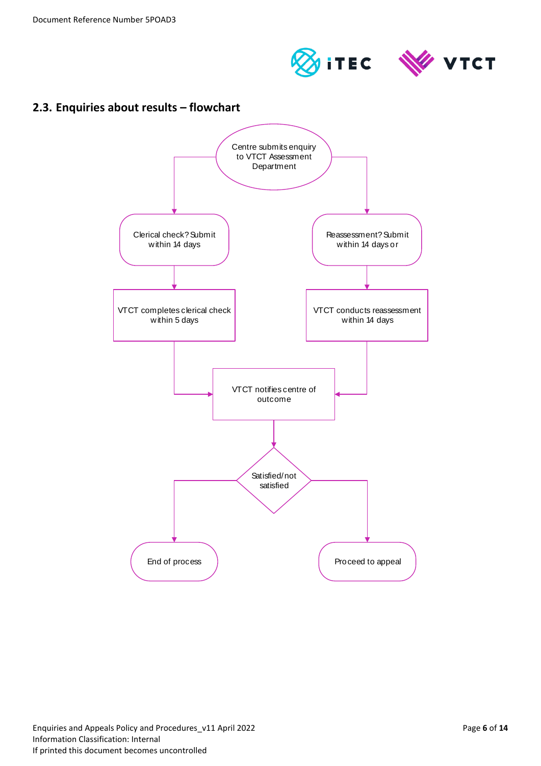## 2.3. Enquiries about results – flowchart

Centre submits enquiry to VTCT Assessment Department

Clerical check? Submit within 14 days

Reassessment? Submit within 14 days or

VTCT completes clerical check within 5 days

VTCT conducts reassessment within 14 days

VTCT notifies centre of outcome

Satisfied/not satisfied

End of process

Proceed to appeal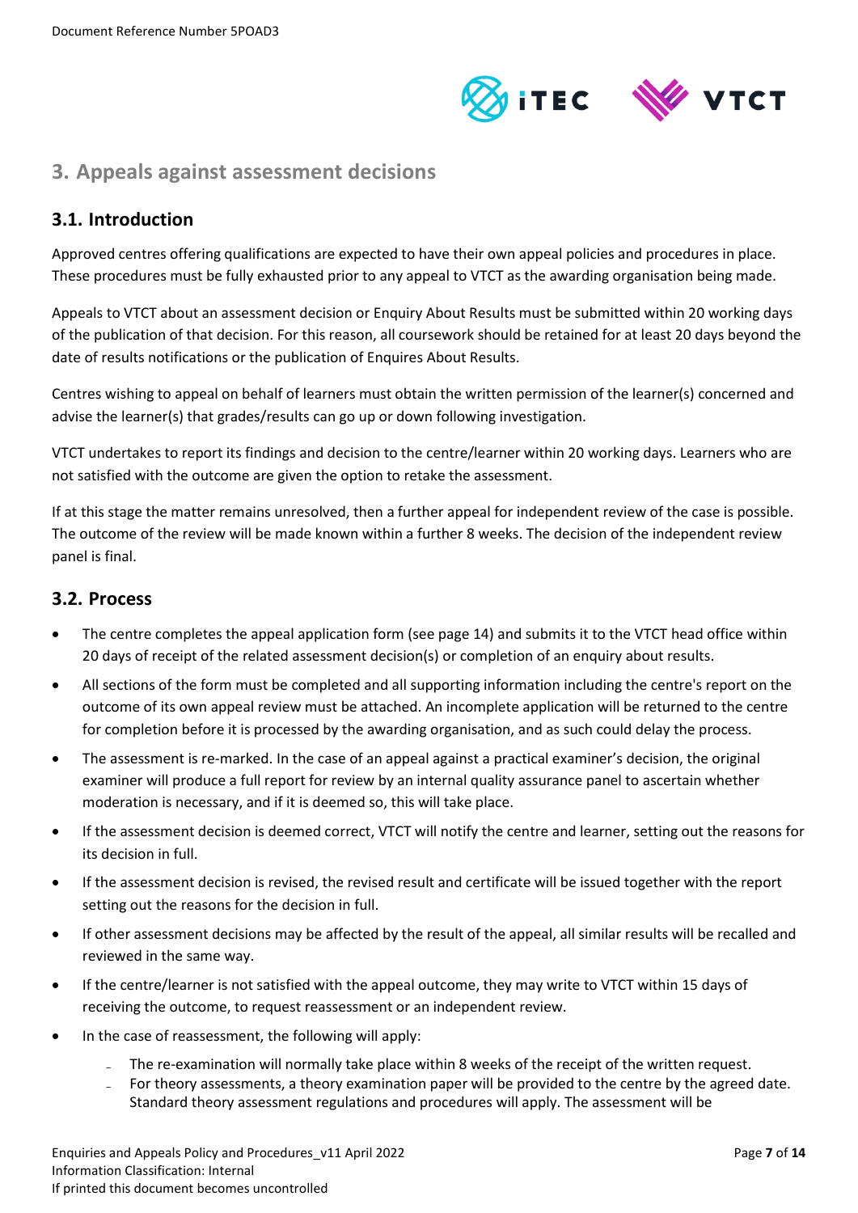## 3. Appeals against assessment decisions

### 3.1. Introduction

Approved centres offering qualifications are expected to have their own appeal policies and procedures in place. These procedures must be fully exhausted prior to any appeal to VTCT as the awarding organisation being made.

Appeals to VTCT about an assessment decision or Enquiry About Results must be submitted within 20 working days of the publication of that decision. For this reason, all coursework should be retained for at least 20 days beyond the date of results notifications or the publication of Enquires About Results.

Centres wishing to appeal on behalf of learners must obtain the written permission of the learner(s) concerned and advise the learner(s) that grades/results can go up or down following investigation.

VTCT undertakes to report its findings and decision to the centre/learner within 20 working days. Learners who are not satisfied with the outcome are given the option to retake the assessment.

If at this stage the matter remains unresolved, then a further appeal for independent review of the case is possible. The outcome of the review will be made known within a further 8 weeks. The decision of the independent review panel is final.

### 3.2. Process

- The centre completes the appeal application form (see page 14) and submits it to the VTCT head office within 20 days of receipt of the related assessment decision(s) or completion of an enquiry about results.
- All sections of the form must be completed and all supporting information including the centre's report on the outcome of its own appeal review must be attached. An incomplete application will be returned to the centre for completion before it is processed by the awarding organisation, and as such could delay the process.
- The assessment is re-marked. In the case of an appeal against a practical examiner's decision, the original examiner will produce a full report for review by an internal quality assurance panel to ascertain whether moderation is necessary, and if it is deemed so, this will take place.
- If the assessment decision is deemed correct, VTCT will notify the centre and learner, setting out the reasons for its decision in full.
- If the assessment decision is revised, the revised result and certificate will be issued together with the report setting out the reasons for the decision in full.
- If other assessment decisions may be affected by the result of the appeal, all similar results will be recalled and reviewed in the same way.
- If the centre/learner is not satisfied with the appeal outcome, they may write to VTCT within 15 days of receiving the outcome, to request reassessment or an independent review.
- In the case of reassessment, the following will apply:
    - The re-examination will normally take place within 8 weeks of the receipt of the written request.
    - For theory assessments, a theory examination paper will be provided to the centre by the agreed date. Standard theory assessment regulations and procedures will apply. The assessment will be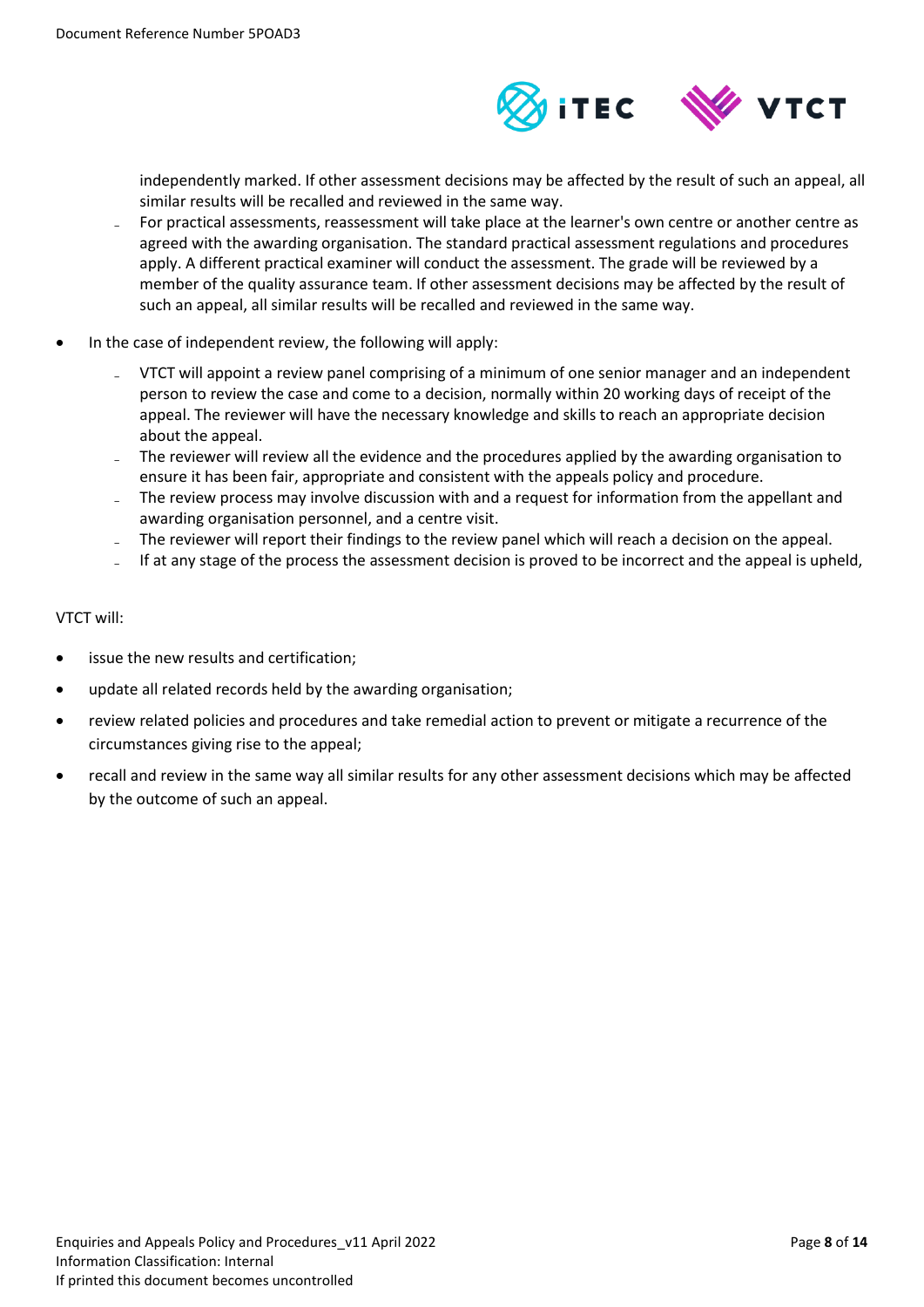independently marked. If other assessment decisions may be affected by the result of such an appeal, all similar results will be recalled and reviewed in the same way.

- For practical assessments, reassessment will take place at the learner's own centre or another centre as agreed with the awarding organisation. The standard practical assessment regulations and procedures apply. A different practical examiner will conduct the assessment. The grade will be reviewed by a member of the quality assurance team. If other assessment decisions may be affected by the result of such an appeal, all similar results will be recalled and reviewed in the same way.

- In the case of independent review, the following will apply:
  - VTCT will appoint a review panel comprising of a minimum of one senior manager and an independent person to review the case and come to a decision, normally within 20 working days of receipt of the appeal. The reviewer will have the necessary knowledge and skills to reach an appropriate decision about the appeal.
  - The reviewer will review all the evidence and the procedures applied by the awarding organisation to ensure it has been fair, appropriate and consistent with the appeals policy and procedure.
  - The review process may involve discussion with and a request for information from the appellant and awarding organisation personnel, and a centre visit.
  - The reviewer will report their findings to the review panel which will reach a decision on the appeal.
  - If at any stage of the process the assessment decision is proved to be incorrect and the appeal is upheld,

VTCT will:

- issue the new results and certification;
- update all related records held by the awarding organisation;
- review related policies and procedures and take remedial action to prevent or mitigate a recurrence of the circumstances giving rise to the appeal;
- recall and review in the same way all similar results for any other assessment decisions which may be affected by the outcome of such an appeal.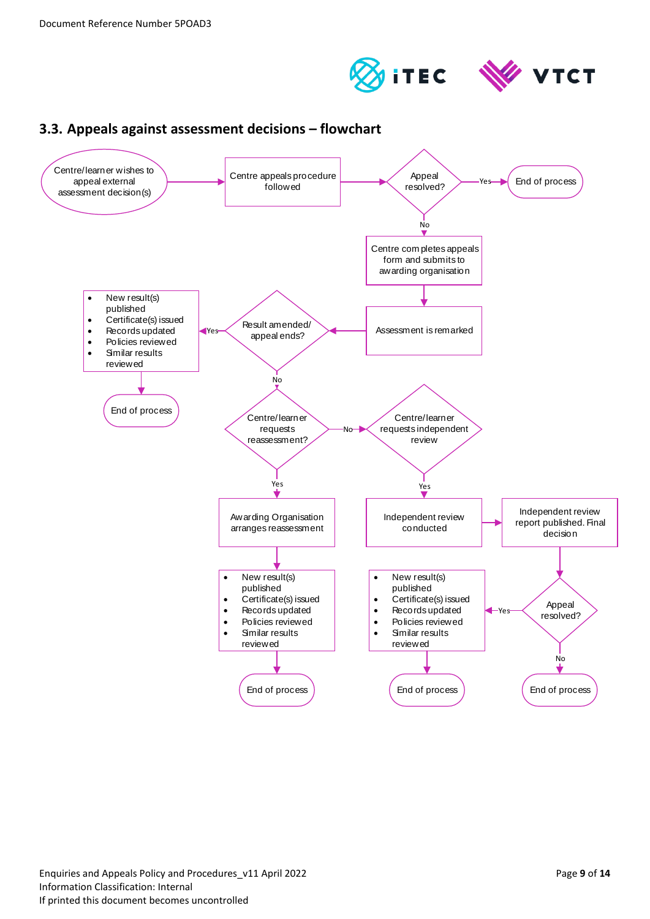## 3.3. Appeals against assessment decisions – flowchart

Centre/learner wishes to appeal external assessment decision(s)

Centre appeals procedure followed

Appeal resolved?

Yes

End of process

No

Centre completes appeals form and submits to awarding organisation

Assessment is remarked

Result amended/ appeal ends?

Yes

- New result(s) published
- Certificate(s) issued
- Records updated
- Policies reviewed
- Similar results reviewed

End of process

No

Centre/learner requests reassessment?

No

Centre/learner requests independent review

Yes

Awarding Organisation arranges reassessment

- New result(s) published
- Certificate(s) issued
- Records updated
- Policies reviewed
- Similar results reviewed

End of process

Yes

Independent review conducted

Independent review report published. Final decision

Appeal resolved?

Yes

- New result(s) published
- Certificate(s) issued
- Records updated
- Policies reviewed
- Similar results reviewed

End of process

No

End of process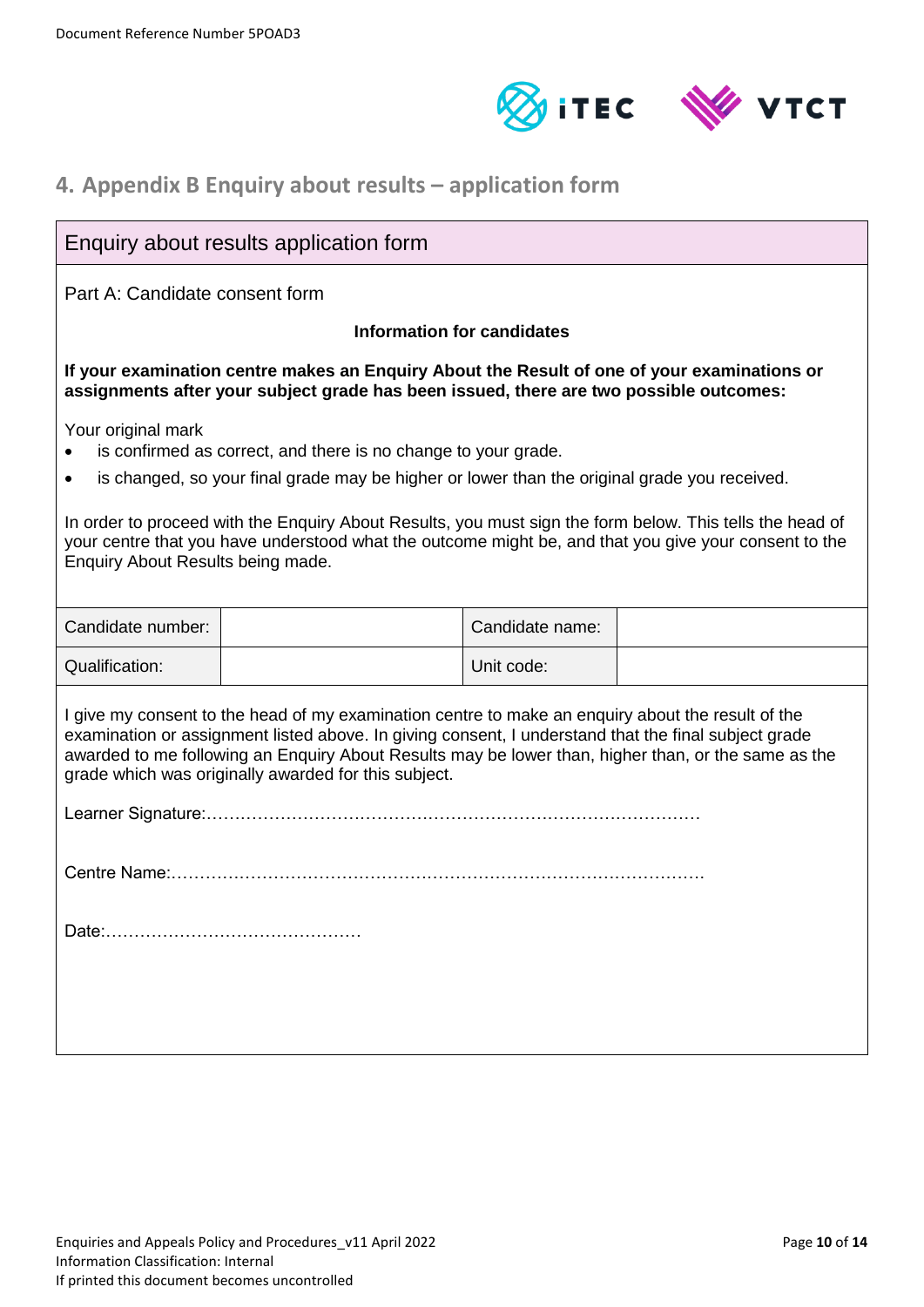## 4. Appendix B Enquiry about results – application form

### Enquiry about results application form

Part A: Candidate consent form

**Information for candidates**

**If your examination centre makes an Enquiry About the Result of one of your examinations or assignments after your subject grade has been issued, there are two possible outcomes:**

Your original mark

- is confirmed as correct, and there is no change to your grade.
- is changed, so your final grade may be higher or lower than the original grade you received.

In order to proceed with the Enquiry About Results, you must sign the form below. This tells the head of your centre that you have understood what the outcome might be, and that you give your consent to the Enquiry About Results being made.

| Candidate number: | | Candidate name: | |
|---|---|---|---|
| Qualification: | | Unit code: | |

I give my consent to the head of my examination centre to make an enquiry about the result of the examination or assignment listed above. In giving consent, I understand that the final subject grade awarded to me following an Enquiry About Results may be lower than, higher than, or the same as the grade which was originally awarded for this subject.

Learner Signature:……………………………………………………………………………

Centre Name:……………………………………………………………………………………

Date:………………………………………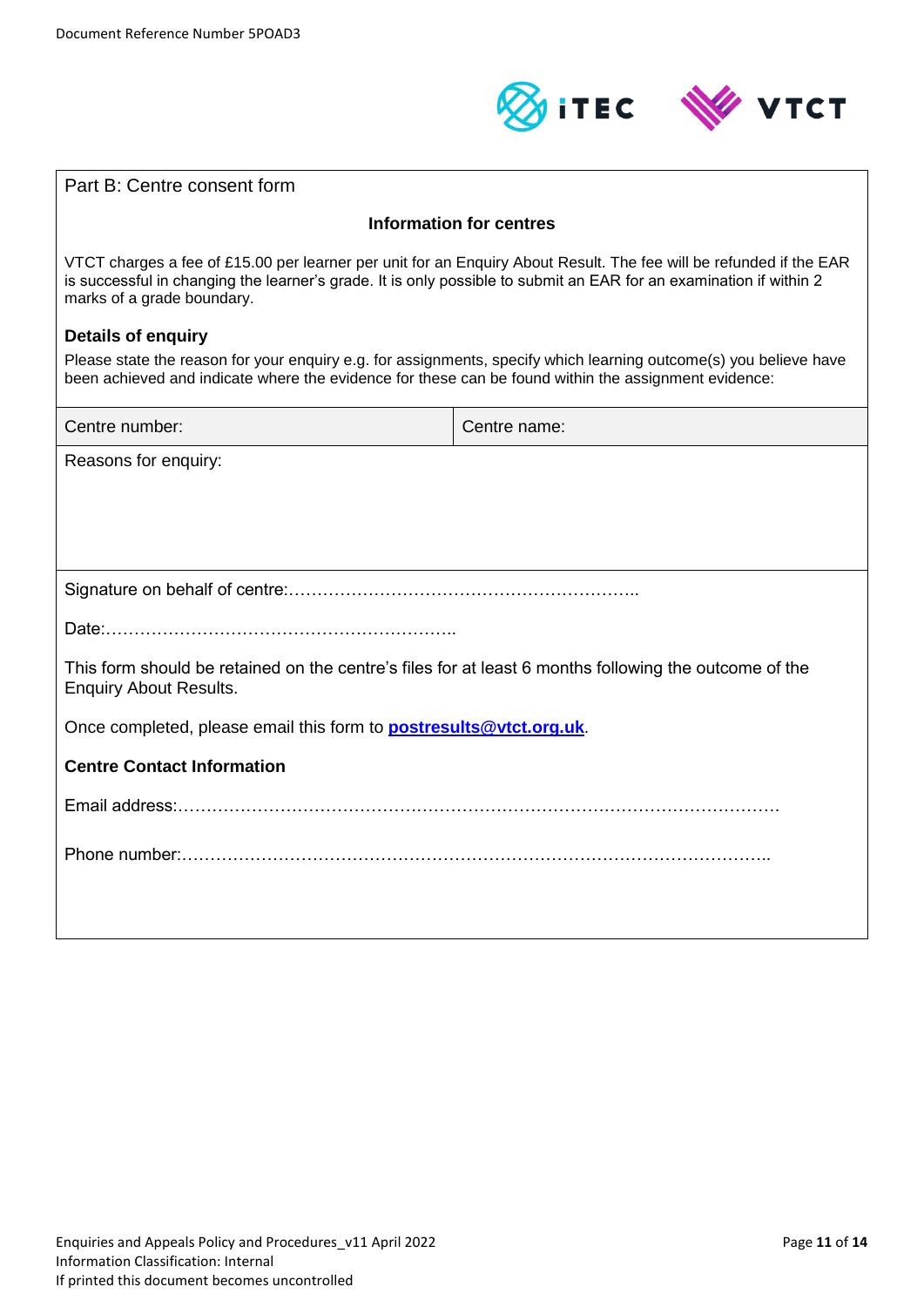Part B: Centre consent form

**Information for centres**

VTCT charges a fee of £15.00 per learner per unit for an Enquiry About Result. The fee will be refunded if the EAR is successful in changing the learner's grade. It is only possible to submit an EAR for an examination if within 2 marks of a grade boundary.

**Details of enquiry**

Please state the reason for your enquiry e.g. for assignments, specify which learning outcome(s) you believe have been achieved and indicate where the evidence for these can be found within the assignment evidence:

| Centre number: | Centre name: |
|---|---|
| Reasons for enquiry: | |

Signature on behalf of centre:……………………………………………………..

Date:……………………………………………………..

This form should be retained on the centre's files for at least 6 months following the outcome of the Enquiry About Results.

Once completed, please email this form to **postresults@vtct.org.uk**.

**Centre Contact Information**

Email address:………………………………………………………………………………………….

Phone number:………………………………………………………………………………………..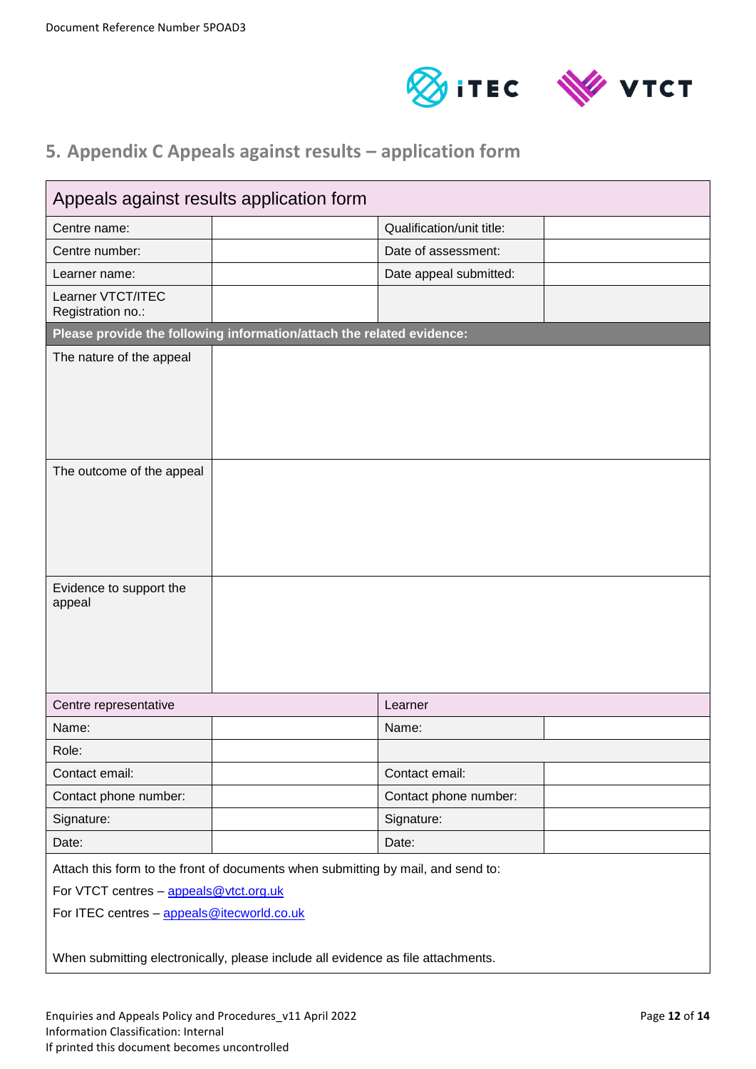## 5. Appendix C Appeals against results – application form

| Appeals against results application form | | | |
|---|---|---|---|
| Centre name: | | Qualification/unit title: | |
| Centre number: | | Date of assessment: | |
| Learner name: | | Date appeal submitted: | |
| Learner VTCT/ITEC Registration no.: | | | |
| **Please provide the following information/attach the related evidence:** | | | |
| The nature of the appeal | | | |
| The outcome of the appeal | | | |
| Evidence to support the appeal | | | |
| Centre representative | | Learner | |
| Name: | | Name: | |
| Role: | | | |
| Contact email: | | Contact email: | |
| Contact phone number: | | Contact phone number: | |
| Signature: | | Signature: | |
| Date: | | Date: | |

Attach this form to the front of documents when submitting by mail, and send to:

For VTCT centres – appeals@vtct.org.uk

For ITEC centres – appeals@itecworld.co.uk

When submitting electronically, please include all evidence as file attachments.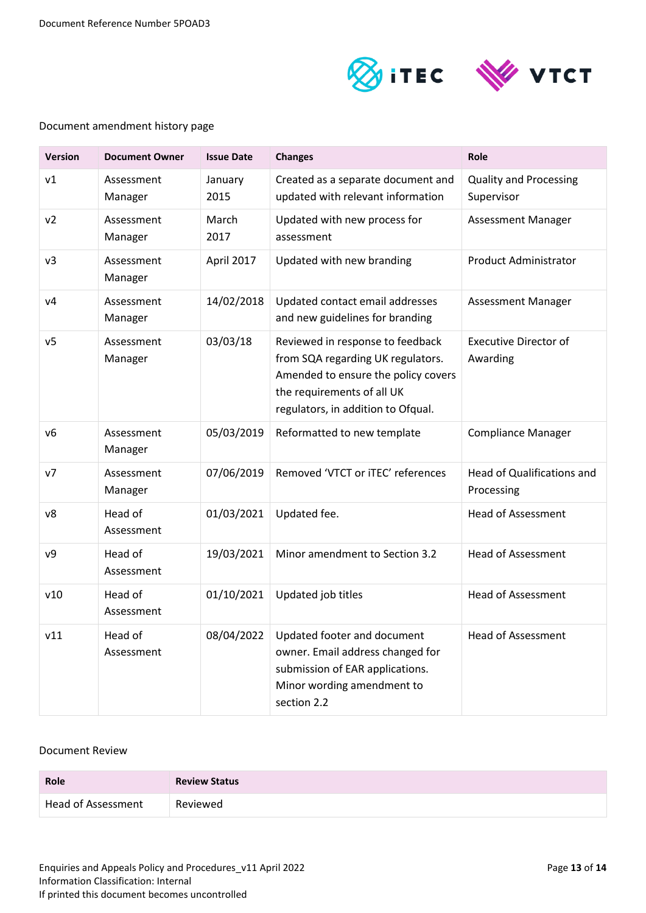Document amendment history page

| Version | Document Owner | Issue Date | Changes | Role |
|---|---|---|---|---|
| v1 | Assessment Manager | January 2015 | Created as a separate document and updated with relevant information | Quality and Processing Supervisor |
| v2 | Assessment Manager | March 2017 | Updated with new process for assessment | Assessment Manager |
| v3 | Assessment Manager | April 2017 | Updated with new branding | Product Administrator |
| v4 | Assessment Manager | 14/02/2018 | Updated contact email addresses and new guidelines for branding | Assessment Manager |
| v5 | Assessment Manager | 03/03/18 | Reviewed in response to feedback from SQA regarding UK regulators. Amended to ensure the policy covers the requirements of all UK regulators, in addition to Ofqual. | Executive Director of Awarding |
| v6 | Assessment Manager | 05/03/2019 | Reformatted to new template | Compliance Manager |
| v7 | Assessment Manager | 07/06/2019 | Removed 'VTCT or iTEC' references | Head of Qualifications and Processing |
| v8 | Head of Assessment | 01/03/2021 | Updated fee. | Head of Assessment |
| v9 | Head of Assessment | 19/03/2021 | Minor amendment to Section 3.2 | Head of Assessment |
| v10 | Head of Assessment | 01/10/2021 | Updated job titles | Head of Assessment |
| v11 | Head of Assessment | 08/04/2022 | Updated footer and document owner. Email address changed for submission of EAR applications. Minor wording amendment to section 2.2 | Head of Assessment |

Document Review

| Role | Review Status |
|---|---|
| Head of Assessment | Reviewed |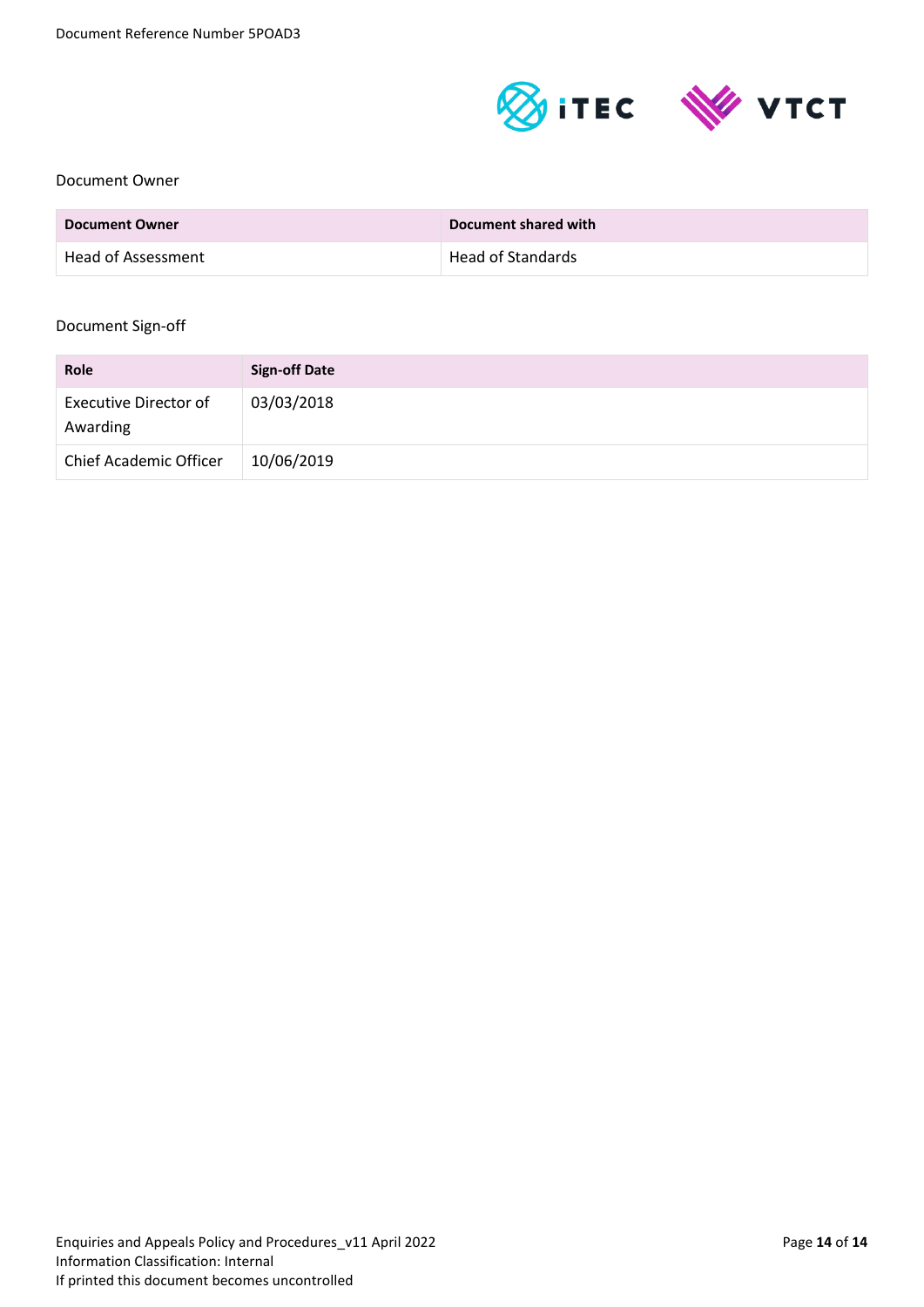Document Owner

| Document Owner | Document shared with |
|---|---|
| Head of Assessment | Head of Standards |

Document Sign-off

| Role | Sign-off Date |
|---|---|
| Executive Director of Awarding | 03/03/2018 |
| Chief Academic Officer | 10/06/2019 |